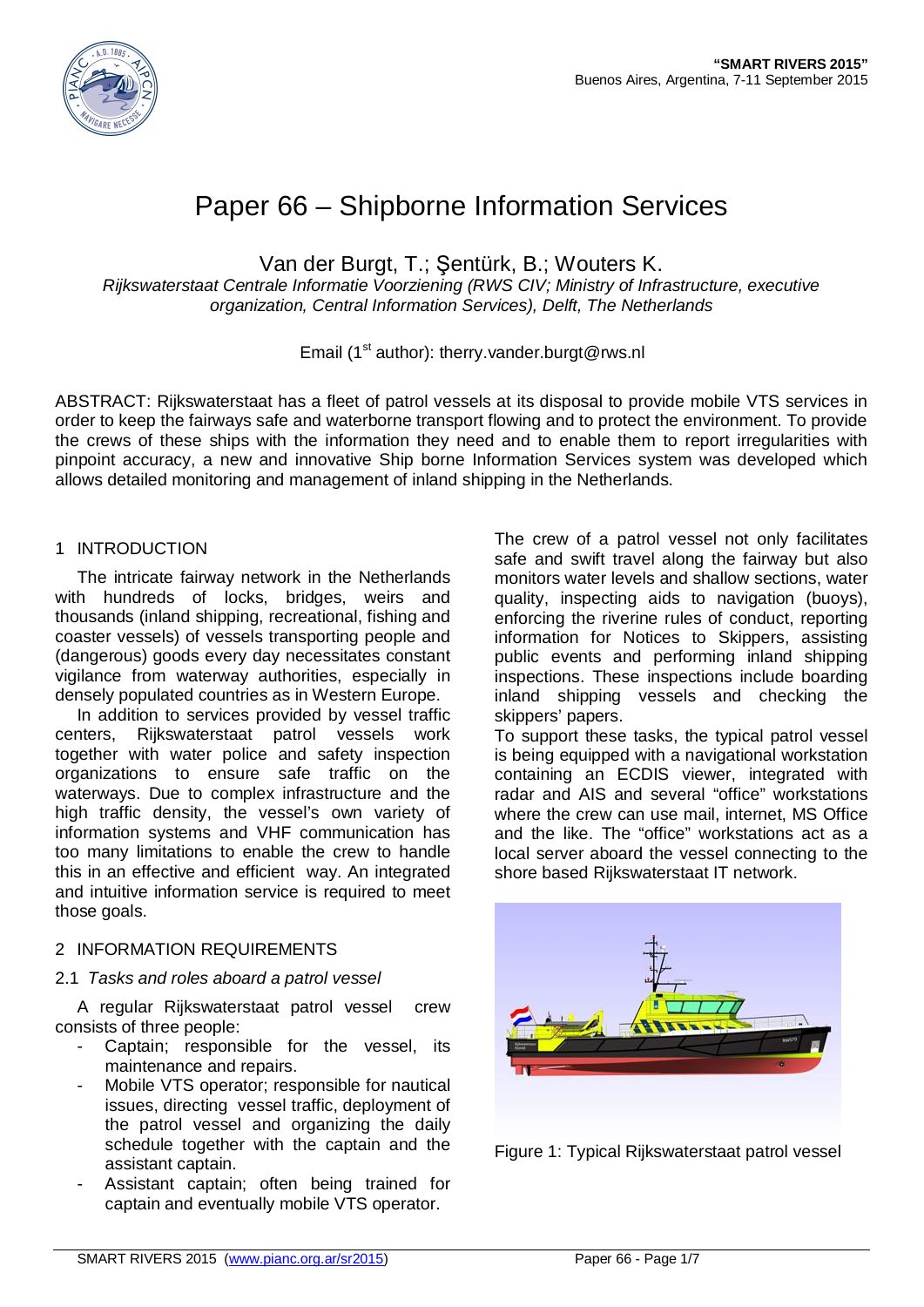# Paper 66 – Shipborne Information Services

Van der Burgt, T.; Şentürk, B.; Wouters K.

*Rijkswaterstaat Centrale Informatie Voorziening (RWS CIV; Ministry of Infrastructure, executive organization, Central Information Services), Delft, The Netherlands*

Email (1st author): therry.vander.burgt@rws.nl

ABSTRACT: Rijkswaterstaat has a fleet of patrol vessels at its disposal to provide mobile VTS services in order to keep the fairways safe and waterborne transport flowing and to protect the environment. To provide the crews of these ships with the information they need and to enable them to report irregularities with pinpoint accuracy, a new and innovative Ship borne Information Services system was developed which allows detailed monitoring and management of inland shipping in the Netherlands.

## 1 INTRODUCTION

The intricate fairway network in the Netherlands with hundreds of locks, bridges, weirs and thousands (inland shipping, recreational, fishing and coaster vessels) of vessels transporting people and (dangerous) goods every day necessitates constant vigilance from waterway authorities, especially in densely populated countries as in Western Europe.

In addition to services provided by vessel traffic centers, Rijkswaterstaat patrol vessels work together with water police and safety inspection organizations to ensure safe traffic on the waterways. Due to complex infrastructure and the high traffic density, the vessel's own variety of information systems and VHF communication has too many limitations to enable the crew to handle this in an effective and efficient way. An integrated and intuitive information service is required to meet those goals.

## 2 INFORMATION REQUIREMENTS

### 2.1 *Tasks and roles aboard a patrol vessel*

A regular Rijkswaterstaat patrol vessel crew consists of three people:

- Captain; responsible for the vessel, its maintenance and repairs.
- Mobile VTS operator; responsible for nautical issues, directing vessel traffic, deployment of the patrol vessel and organizing the daily schedule together with the captain and the assistant captain.
- Assistant captain; often being trained for captain and eventually mobile VTS operator.

The crew of a patrol vessel not only facilitates safe and swift travel along the fairway but also monitors water levels and shallow sections, water quality, inspecting aids to navigation (buoys), enforcing the riverine rules of conduct, reporting information for Notices to Skippers, assisting public events and performing inland shipping inspections. These inspections include boarding inland shipping vessels and checking the skippers' papers.

To support these tasks, the typical patrol vessel is being equipped with a navigational workstation containing an ECDIS viewer, integrated with radar and AIS and several "office" workstations where the crew can use mail, internet, MS Office and the like. The "office" workstations act as a local server aboard the vessel connecting to the shore based Rijkswaterstaat IT network.

Figure 1: Typical Rijkswaterstaat patrol vessel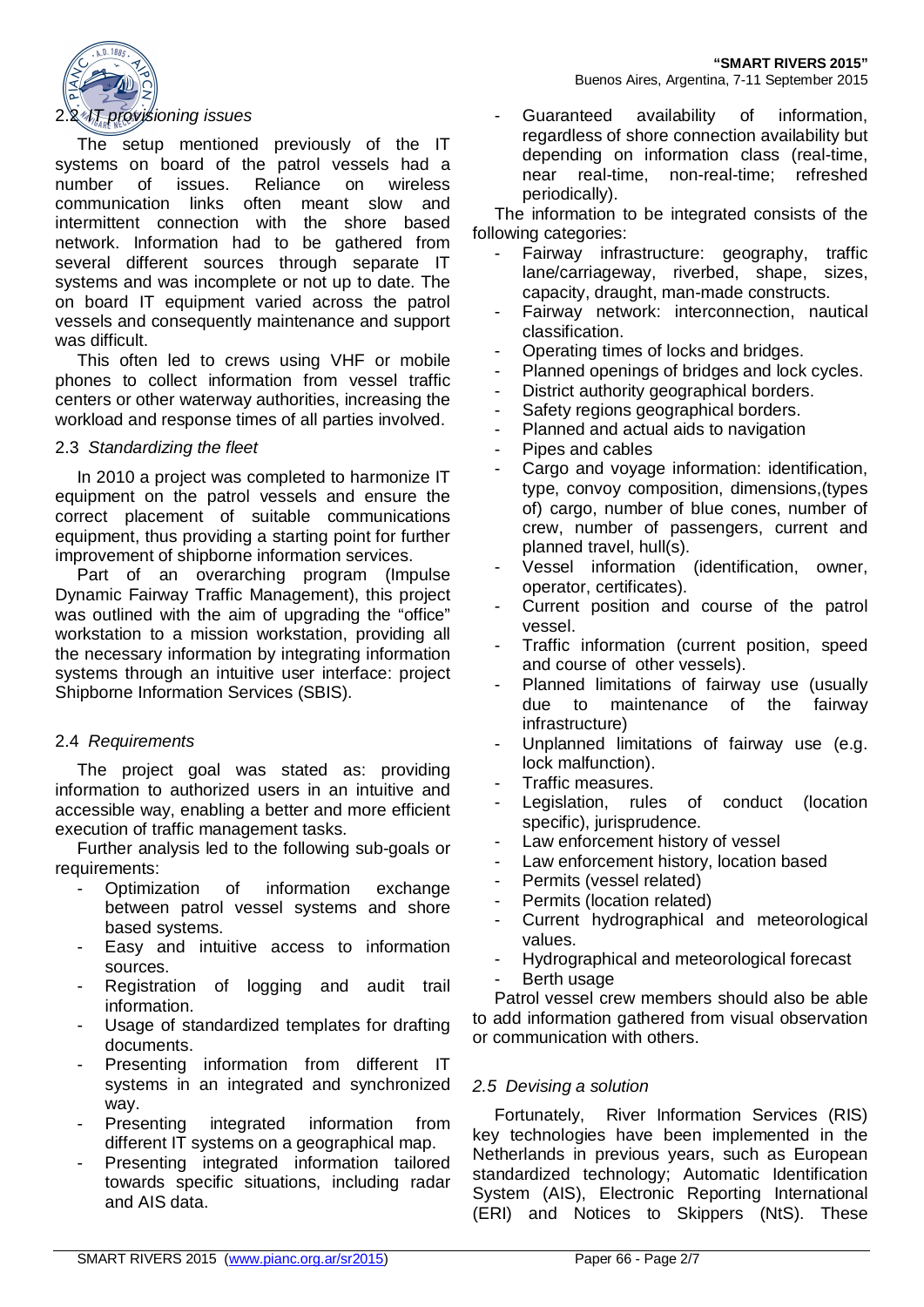### 2.2 *IT provisioning issues*

The setup mentioned previously of the IT systems on board of the patrol vessels had a number of issues. Reliance on wireless communication links often meant slow and intermittent connection with the shore based network. Information had to be gathered from several different sources through separate IT systems and was incomplete or not up to date. The on board IT equipment varied across the patrol vessels and consequently maintenance and support was difficult.

This often led to crews using VHF or mobile phones to collect information from vessel traffic centers or other waterway authorities, increasing the workload and response times of all parties involved.

### 2.3 *Standardizing the fleet*

In 2010 a project was completed to harmonize IT equipment on the patrol vessels and ensure the correct placement of suitable communications equipment, thus providing a starting point for further improvement of shipborne information services.

Part of an overarching program (Impulse Dynamic Fairway Traffic Management), this project was outlined with the aim of upgrading the "office" workstation to a mission workstation, providing all the necessary information by integrating information systems through an intuitive user interface: project Shipborne Information Services (SBIS).

### 2.4 *Requirements*

The project goal was stated as: providing information to authorized users in an intuitive and accessible way, enabling a better and more efficient execution of traffic management tasks.

Further analysis led to the following sub-goals or requirements:

- Optimization of information exchange between patrol vessel systems and shore based systems.
- Easy and intuitive access to information sources.
- Registration of logging and audit trail information.
- Usage of standardized templates for drafting documents.
- Presenting information from different IT systems in an integrated and synchronized way.
- Presenting integrated information from different IT systems on a geographical map.
- Presenting integrated information tailored towards specific situations, including radar and AIS data.
- Guaranteed availability of information, regardless of shore connection availability but depending on information class (real-time, near real-time, non-real-time; refreshed periodically).

The information to be integrated consists of the following categories:

- Fairway infrastructure: geography, traffic lane/carriageway, riverbed, shape, sizes, capacity, draught, man-made constructs.
- Fairway network: interconnection, nautical classification.
- Operating times of locks and bridges.
- Planned openings of bridges and lock cycles.
- District authority geographical borders.
- Safety regions geographical borders.
- Planned and actual aids to navigation
- Pipes and cables
- Cargo and voyage information: identification, type, convoy composition, dimensions,(types of) cargo, number of blue cones, number of crew, number of passengers, current and planned travel, hull(s).
- Vessel information (identification, owner, operator, certificates).
- Current position and course of the patrol vessel.
- Traffic information (current position, speed and course of other vessels).
- Planned limitations of fairway use (usually due to maintenance of the fairway infrastructure)
- Unplanned limitations of fairway use (e.g. lock malfunction).
- Traffic measures.
- Legislation, rules of conduct (location specific), jurisprudence.
- Law enforcement history of vessel
- Law enforcement history, location based
- Permits (vessel related)
- Permits (location related)
- Current hydrographical and meteorological values.
- Hydrographical and meteorological forecast
- Berth usage

Patrol vessel crew members should also be able to add information gathered from visual observation or communication with others.

### 2.5 *Devising a solution*

Fortunately, River Information Services (RIS) key technologies have been implemented in the Netherlands in previous years, such as European standardized technology; Automatic Identification System (AIS), Electronic Reporting International (ERI) and Notices to Skippers (NtS). These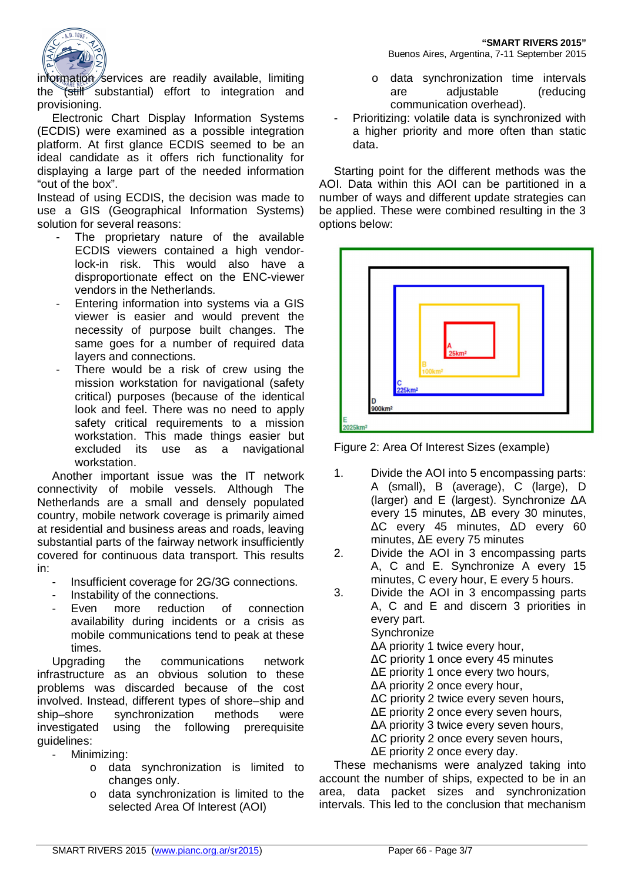information services are readily available, limiting the (still substantial) effort to integration and provisioning.

Electronic Chart Display Information Systems (ECDIS) were examined as a possible integration platform. At first glance ECDIS seemed to be an ideal candidate as it offers rich functionality for displaying a large part of the needed information "out of the box".

Instead of using ECDIS, the decision was made to use a GIS (Geographical Information Systems) solution for several reasons:

- The proprietary nature of the available ECDIS viewers contained a high vendor-lock-in risk. This would also have a disproportionate effect on the ENC-viewer vendors in the Netherlands.
- Entering information into systems via a GIS viewer is easier and would prevent the necessity of purpose built changes. The same goes for a number of required data layers and connections.
- There would be a risk of crew using the mission workstation for navigational (safety critical) purposes (because of the identical look and feel. There was no need to apply safety critical requirements to a mission workstation. This made things easier but excluded its use as a navigational workstation.

Another important issue was the IT network connectivity of mobile vessels. Although The Netherlands are a small and densely populated country, mobile network coverage is primarily aimed at residential and business areas and roads, leaving substantial parts of the fairway network insufficiently covered for continuous data transport. This results in:

- Insufficient coverage for 2G/3G connections.
- Instability of the connections.
- Even more reduction of connection availability during incidents or a crisis as mobile communications tend to peak at these times.

Upgrading the communications network infrastructure as an obvious solution to these problems was discarded because of the cost involved. Instead, different types of shore–ship and ship–shore synchronization methods were investigated using the following prerequisite guidelines:

- Minimizing:
  - data synchronization is limited to changes only.
  - data synchronization is limited to the selected Area Of Interest (AOI)
  - data synchronization time intervals are adjustable (reducing communication overhead).
- Prioritizing: volatile data is synchronized with a higher priority and more often than static data.

Starting point for the different methods was the AOI. Data within this AOI can be partitioned in a number of ways and different update strategies can be applied. These were combined resulting in the 3 options below:

Figure 2: Area Of Interest Sizes (example)

1. Divide the AOI into 5 encompassing parts: A (small), B (average), C (large), D (larger) and E (largest). Synchronize ΔA every 15 minutes, ΔB every 30 minutes, ΔC every 45 minutes, ΔD every 60 minutes, ΔE every 75 minutes
2. Divide the AOI in 3 encompassing parts A, C and E. Synchronize A every 15 minutes, C every hour, E every 5 hours.
3. Divide the AOI in 3 encompassing parts A, C and E and discern 3 priorities in every part.
   Synchronize
   ΔA priority 1 twice every hour,
   ΔC priority 1 once every 45 minutes
   ΔE priority 1 once every two hours,
   ΔA priority 2 once every hour,
   ΔC priority 2 twice every seven hours,
   ΔE priority 2 once every seven hours,
   ΔA priority 3 twice every seven hours,
   ΔC priority 2 once every seven hours,
   ΔE priority 2 once every day.

These mechanisms were analyzed taking into account the number of ships, expected to be in an area, data packet sizes and synchronization intervals. This led to the conclusion that mechanism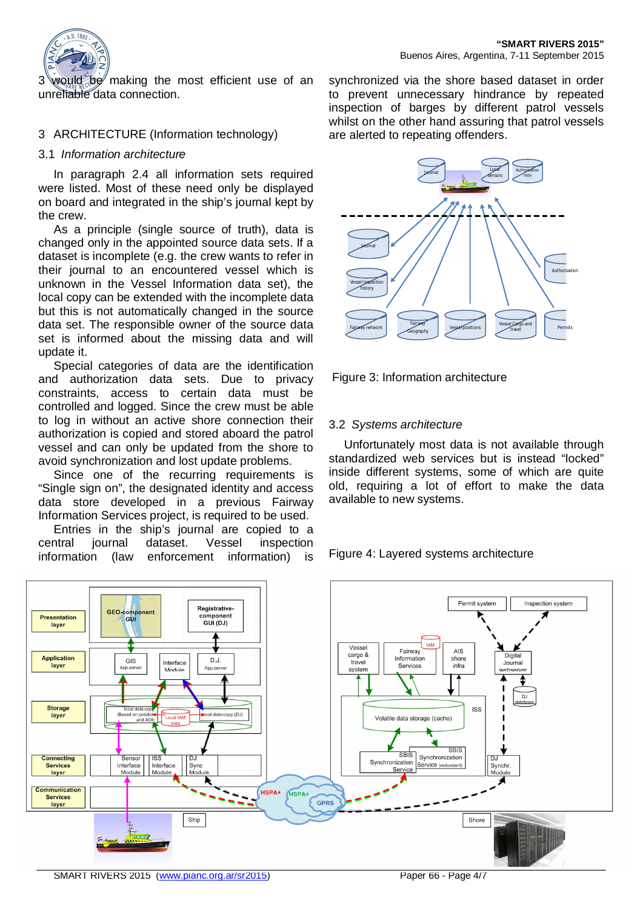3 would be making the most efficient use of an unreliable data connection.

## 3 ARCHITECTURE (Information technology)

### 3.1 *Information architecture*

In paragraph 2.4 all information sets required were listed. Most of these need only be displayed on board and integrated in the ship's journal kept by the crew.

As a principle (single source of truth), data is changed only in the appointed source data sets. If a dataset is incomplete (e.g. the crew wants to refer in their journal to an encountered vessel which is unknown in the Vessel Information data set), the local copy can be extended with the incomplete data but this is not automatically changed in the source data set. The responsible owner of the source data set is informed about the missing data and will update it.

Special categories of data are the identification and authorization data sets. Due to privacy constraints, access to certain data must be controlled and logged. Since the crew must be able to log in without an active shore connection their authorization is copied and stored aboard the patrol vessel and can only be updated from the shore to avoid synchronization and update problems.

Since one of the recurring requirements is "Single sign on", the designated identity and access data store developed in a previous Fairway Information Services project, is required to be used.

Entries in the ship's journal are copied to a central journal dataset. Vessel inspection information (law enforcement information) is synchronized via the shore based dataset in order to prevent unnecessary hindrance by repeated inspection of barges by different patrol vessels whilst on the other hand assuring that patrol vessels are alerted to repeating offenders.

Figure 3: Information architecture

### 3.2 *Systems architecture*

Unfortunately most data is not available through standardized web services but is instead "locked" inside different systems, some of which are quite old, requiring a lot of effort to make the data available to new systems.

Figure 4: Layered systems architecture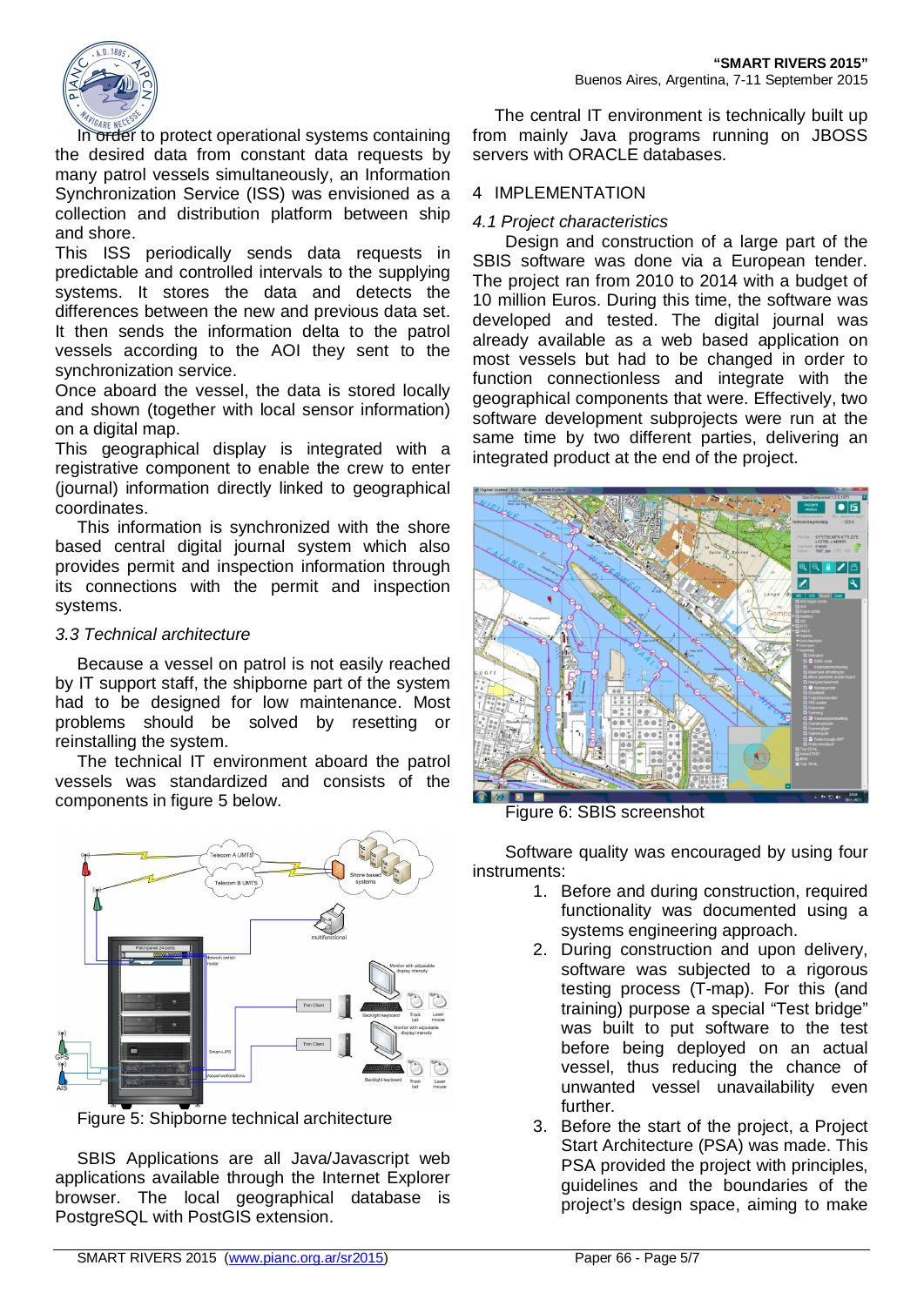In order to protect operational systems containing the desired data from constant data requests by many patrol vessels simultaneously, an Information Synchronization Service (ISS) was envisioned as a collection and distribution platform between ship and shore.

This ISS periodically sends data requests in predictable and controlled intervals to the supplying systems. It stores the data and detects the differences between the new and previous data set. It then sends the information delta to the patrol vessels according to the AOI they sent to the synchronization service.

Once aboard the vessel, the data is stored locally and shown (together with local sensor information) on a digital map.

This geographical display is integrated with a registrative component to enable the crew to enter (journal) information directly linked to geographical coordinates.

This information is synchronized with the shore based central digital journal system which also provides permit and inspection information through its connections with the permit and inspection systems.

### *3.3 Technical architecture*

Because a vessel on patrol is not easily reached by IT support staff, the shipborne part of the system had to be designed for low maintenance. Most problems should be solved by resetting or reinstalling the system.

The technical IT environment aboard the patrol vessels was standardized and consists of the components in figure 5 below.

Figure 5: Shipborne technical architecture

SBIS Applications are all Java/Javascript web applications available through the Internet Explorer browser. The local geographical database is PostgreSQL with PostGIS extension.

The central IT environment is technically built up from mainly Java programs running on JBOSS servers with ORACLE databases.

## 4 IMPLEMENTATION

### *4.1 Project characteristics*

Design and construction of a large part of the SBIS software was done via a European tender. The project ran from 2010 to 2014 with a budget of 10 million Euros. During this time, the software was developed and tested. The digital journal was already available as a web based application on most vessels but had to be changed in order to function connectionless and integrate with the geographical components that were. Effectively, two software development subprojects were run at the same time by two different parties, delivering an integrated product at the end of the project.

Figure 6: SBIS screenshot

Software quality was encouraged by using four instruments:

1. Before and during construction, required functionality was documented using a systems engineering approach.
2. During construction and upon delivery, software was subjected to a rigorous testing process (T-map). For this (and training) purpose a special "Test bridge" was built to put software to the test before being deployed on an actual vessel, thus reducing the chance of unwanted vessel unavailability even further.
3. Before the start of the project, a Project Start Architecture (PSA) was made. This PSA provided the project with principles, guidelines and the boundaries of the project's design space, aiming to make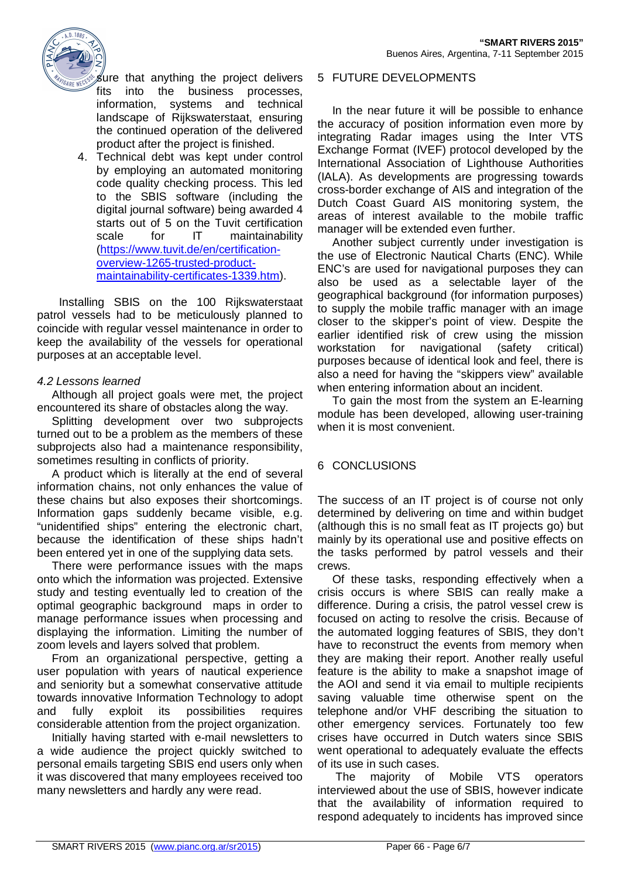sure that anything the project delivers fits into the business processes, information, systems and technical landscape of Rijkswaterstaat, ensuring the continued operation of the delivered product after the project is finished.

4. Technical debt was kept under control by employing an automated monitoring code quality checking process. This led to the SBIS software (including the digital journal software) being awarded 4 starts out of 5 on the Tuvit certification scale for IT maintainability (https://www.tuvit.de/en/certification-overview-1265-trusted-product-maintainability-certificates-1339.htm).

Installing SBIS on the 100 Rijkswaterstaat patrol vessels had to be meticulously planned to coincide with regular vessel maintenance in order to keep the availability of the vessels for operational purposes at an acceptable level.

### *4.2 Lessons learned*

Although all project goals were met, the project encountered its share of obstacles along the way.

Splitting development over two subprojects turned out to be a problem as the members of these subprojects also had a maintenance responsibility, sometimes resulting in conflicts of priority.

A product which is literally at the end of several information chains, not only enhances the value of these chains but also exposes their shortcomings. Information gaps suddenly became visible, e.g. "unidentified ships" entering the electronic chart, because the identification of these ships hadn't been entered yet in one of the supplying data sets.

There were performance issues with the maps onto which the information was projected. Extensive study and testing eventually led to creation of the optimal geographic background maps in order to manage performance issues when processing and displaying the information. Limiting the number of zoom levels and layers solved that problem.

From an organizational perspective, getting a user population with years of nautical experience and seniority but a somewhat conservative attitude towards innovative Information Technology to adopt and fully exploit its possibilities requires considerable attention from the project organization.

Initially having started with e-mail newsletters to a wide audience the project quickly switched to personal emails targeting SBIS end users only when it was discovered that many employees received too many newsletters and hardly any were read.

## 5 FUTURE DEVELOPMENTS

In the near future it will be possible to enhance the accuracy of position information even more by integrating Radar images using the Inter VTS Exchange Format (IVEF) protocol developed by the International Association of Lighthouse Authorities (IALA). As developments are progressing towards cross-border exchange of AIS and integration of the Dutch Coast Guard AIS monitoring system, the areas of interest available to the mobile traffic manager will be extended even further.

Another subject currently under investigation is the use of Electronic Nautical Charts (ENC). While ENC's are used for navigational purposes they can also be used as a selectable layer of the geographical background (for information purposes) to supply the mobile traffic manager with an image closer to the skipper's point of view. Despite the earlier identified risk of crew using the mission workstation for navigational (safety critical) purposes because of identical look and feel, there is also a need for having the "skippers view" available when entering information about an incident.

To gain the most from the system an E-learning module has been developed, allowing user-training when it is most convenient.

## 6 CONCLUSIONS

The success of an IT project is of course not only determined by delivering on time and within budget (although this is no small feat as IT projects go) but mainly by its operational use and positive effects on the tasks performed by patrol vessels and their crews.

Of these tasks, responding effectively when a crisis occurs is where SBIS can really make a difference. During a crisis, the patrol vessel crew is focused on acting to resolve the crisis. Because of the automated logging features of SBIS, they don't have to reconstruct the events from memory when they are making their report. Another really useful feature is the ability to make a snapshot image of the AOI and send it via email to multiple recipients saving valuable time otherwise spent on the telephone and/or VHF describing the situation to other emergency services. Fortunately too few crises have occurred in Dutch waters since SBIS went operational to adequately evaluate the effects of its use in such cases.

The majority of Mobile VTS operators interviewed about the use of SBIS, however indicate that the availability of information required to respond adequately to incidents has improved since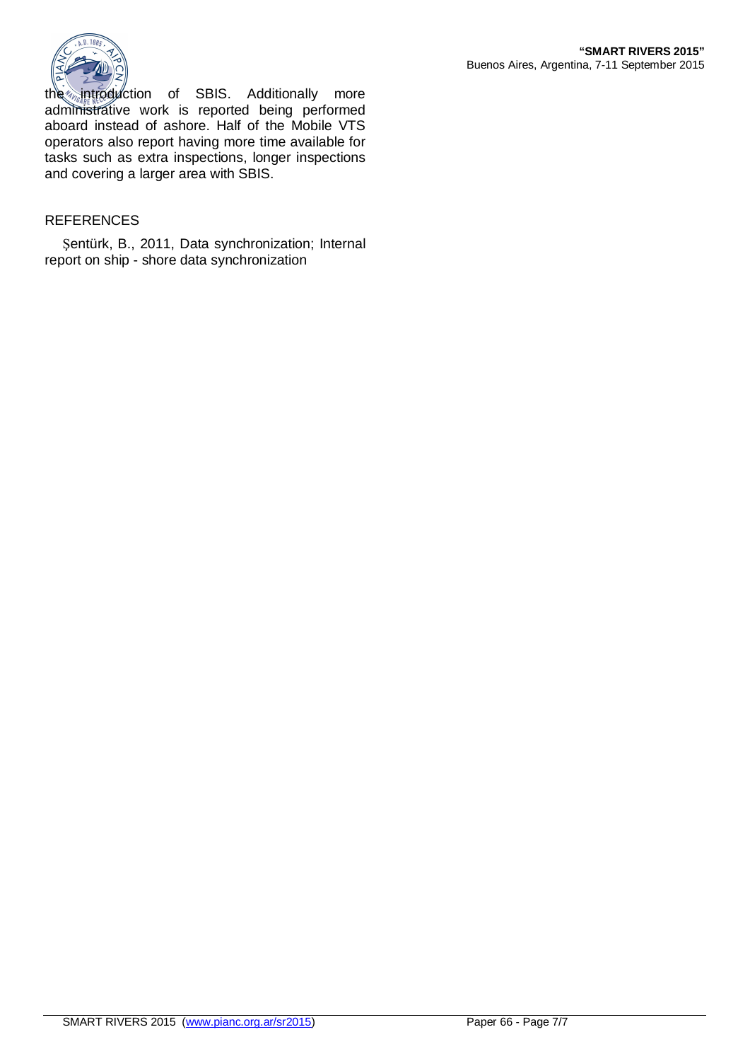the introduction of SBIS. Additionally more administrative work is reported being performed aboard instead of ashore. Half of the Mobile VTS operators also report having more time available for tasks such as extra inspections, longer inspections and covering a larger area with SBIS.

## REFERENCES

Şentürk, B., 2011, Data synchronization; Internal report on ship - shore data synchronization